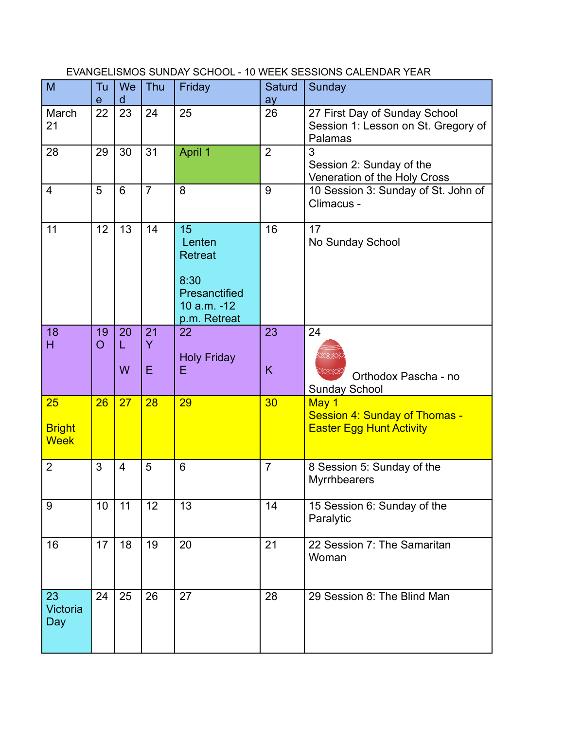EVANGELISMOS SUNDAY SCHOOL - 10 WEEK SESSIONS CALENDAR YEAR

| M | Tue | Wed | Thu | Friday | Saturday | Sunday |
|---|---|---|---|---|---|---|
| March 21 | 22 | 23 | 24 | 25 | 26 | 27 First Day of Sunday School Session 1: Lesson on St. Gregory of Palamas |
| 28 | 29 | 30 | 31 | April 1 | 2 | 3 Session 2: Sunday of the Veneration of the Holy Cross |
| 4 | 5 | 6 | 7 | 8 | 9 | 10 Session 3: Sunday of St. John of Climacus - |
| 11 | 12 | 13 | 14 | 15 Lenten Retreat 8:30 Presanctified 10 a.m. -12 p.m. Retreat | 16 | 17 No Sunday School |
| 18 H | 19 O | 20 L W | 21 Y E | 22 Holy Friday E | 23 K | 24 Orthodox Pascha - no Sunday School |
| 25 Bright Week | 26 | 27 | 28 | 29 | 30 | May 1 Session 4: Sunday of Thomas - Easter Egg Hunt Activity |
| 2 | 3 | 4 | 5 | 6 | 7 | 8 Session 5: Sunday of the Myrrhbearers |
| 9 | 10 | 11 | 12 | 13 | 14 | 15 Session 6: Sunday of the Paralytic |
| 16 | 17 | 18 | 19 | 20 | 21 | 22 Session 7: The Samaritan Woman |
| 23 Victoria Day | 24 | 25 | 26 | 27 | 28 | 29 Session 8: The Blind Man |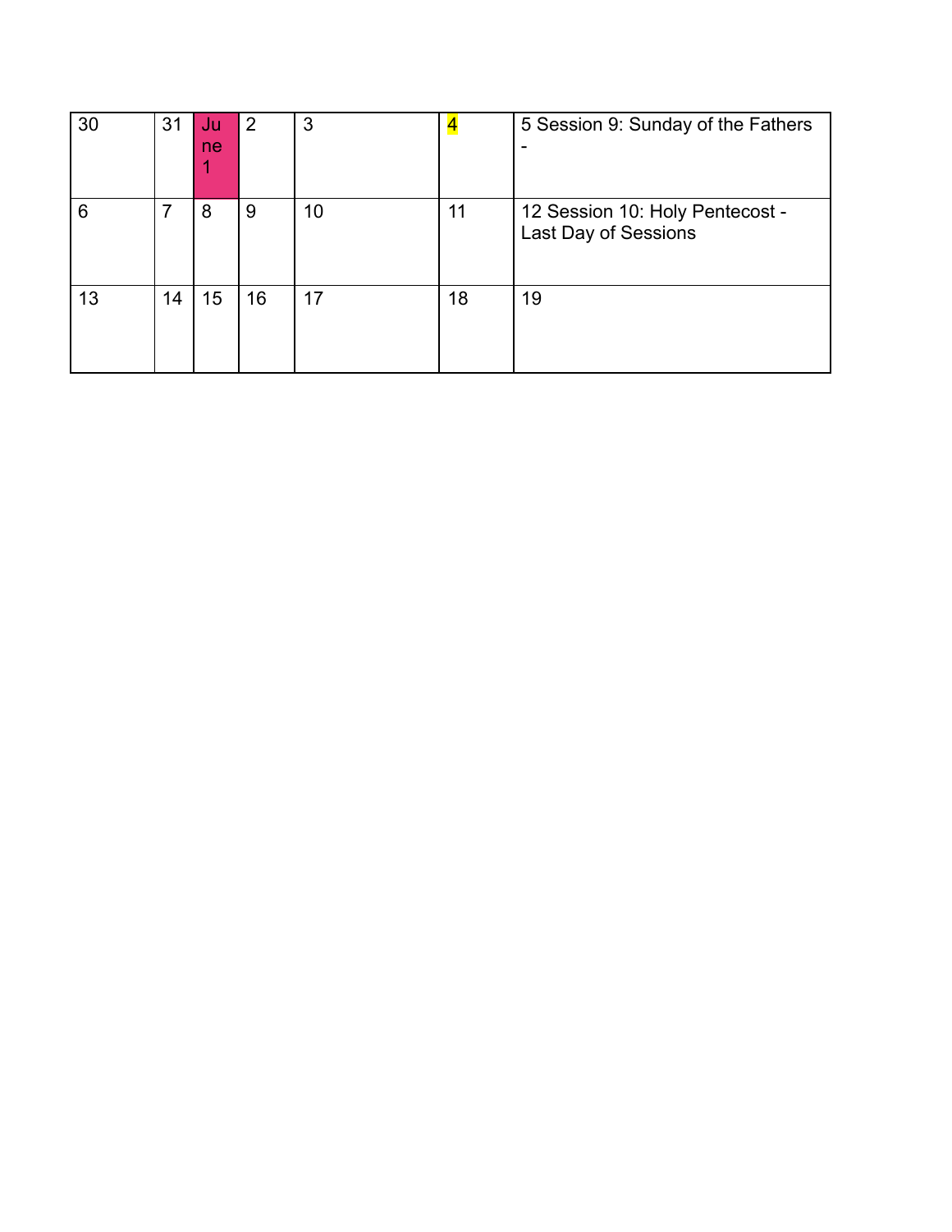| | | | | | | |
|---|---|---|---|---|---|---|
| 30 | 31 | June 1 | 2 | 3 | 4 | 5 Session 9: Sunday of the Fathers - |
| 6 | 7 | 8 | 9 | 10 | 11 | 12 Session 10: Holy Pentecost - Last Day of Sessions |
| 13 | 14 | 15 | 16 | 17 | 18 | 19 |